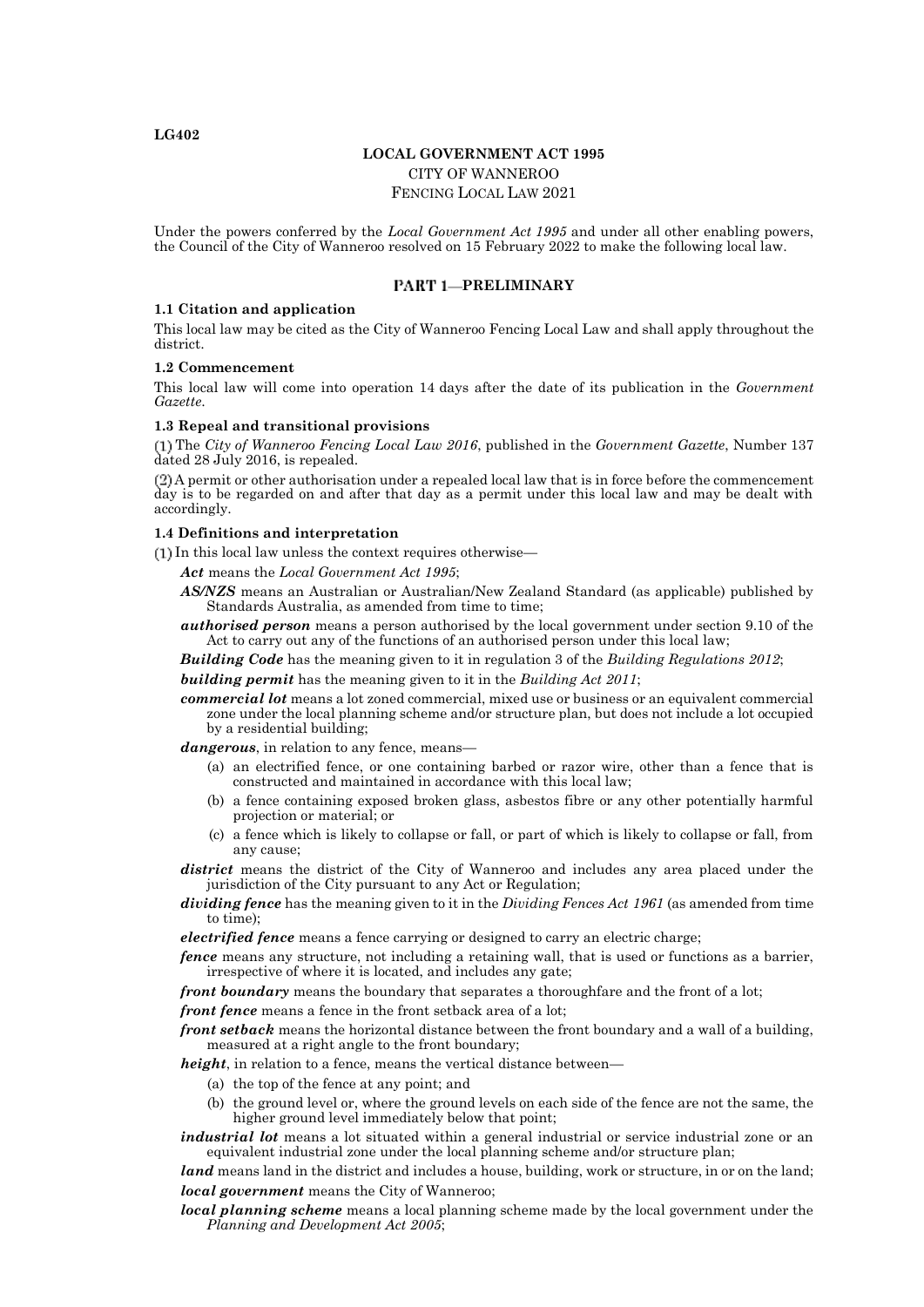LG402

**LOCAL GOVERNMENT ACT 1995**

CITY OF WANNEROO

FENCING LOCAL LAW 2021

Under the powers conferred by the *Local Government Act 1995* and under all other enabling powers, the Council of the City of Wanneroo resolved on 15 February 2022 to make the following local law.

## PART 1—PRELIMINARY

### 1.1 Citation and application

This local law may be cited as the City of Wanneroo Fencing Local Law and shall apply throughout the district.

### 1.2 Commencement

This local law will come into operation 14 days after the date of its publication in the *Government Gazette*.

### 1.3 Repeal and transitional provisions

(1) The *City of Wanneroo Fencing Local Law 2016*, published in the *Government Gazette*, Number 137 dated 28 July 2016, is repealed.

(2) A permit or other authorisation under a repealed local law that is in force before the commencement day is to be regarded on and after that day as a permit under this local law and may be dealt with accordingly.

### 1.4 Definitions and interpretation

(1) In this local law unless the context requires otherwise—

***Act*** means the *Local Government Act 1995*;

***AS/NZS*** means an Australian or Australian/New Zealand Standard (as applicable) published by Standards Australia, as amended from time to time;

***authorised person*** means a person authorised by the local government under section 9.10 of the Act to carry out any of the functions of an authorised person under this local law;

***Building Code*** has the meaning given to it in regulation 3 of the *Building Regulations 2012*;

***building permit*** has the meaning given to it in the *Building Act 2011*;

***commercial lot*** means a lot zoned commercial, mixed use or business or an equivalent commercial zone under the local planning scheme and/or structure plan, but does not include a lot occupied by a residential building;

***dangerous***, in relation to any fence, means—

- (a) an electrified fence, or one containing barbed or razor wire, other than a fence that is constructed and maintained in accordance with this local law;
- (b) a fence containing exposed broken glass, asbestos fibre or any other potentially harmful projection or material; or
- (c) a fence which is likely to collapse or fall, or part of which is likely to collapse or fall, from any cause;

***district*** means the district of the City of Wanneroo and includes any area placed under the jurisdiction of the City pursuant to any Act or Regulation;

***dividing fence*** has the meaning given to it in the *Dividing Fences Act 1961* (as amended from time to time);

***electrified fence*** means a fence carrying or designed to carry an electric charge;

***fence*** means any structure, not including a retaining wall, that is used or functions as a barrier, irrespective of where it is located, and includes any gate;

***front boundary*** means the boundary that separates a thoroughfare and the front of a lot;

***front fence*** means a fence in the front setback area of a lot;

***front setback*** means the horizontal distance between the front boundary and a wall of a building, measured at a right angle to the front boundary;

***height***, in relation to a fence, means the vertical distance between—

- (a) the top of the fence at any point; and
- (b) the ground level or, where the ground levels on each side of the fence are not the same, the higher ground level immediately below that point;

***industrial lot*** means a lot situated within a general industrial or service industrial zone or an equivalent industrial zone under the local planning scheme and/or structure plan;

***land*** means land in the district and includes a house, building, work or structure, in or on the land;

***local government*** means the City of Wanneroo;

***local planning scheme*** means a local planning scheme made by the local government under the *Planning and Development Act 2005*;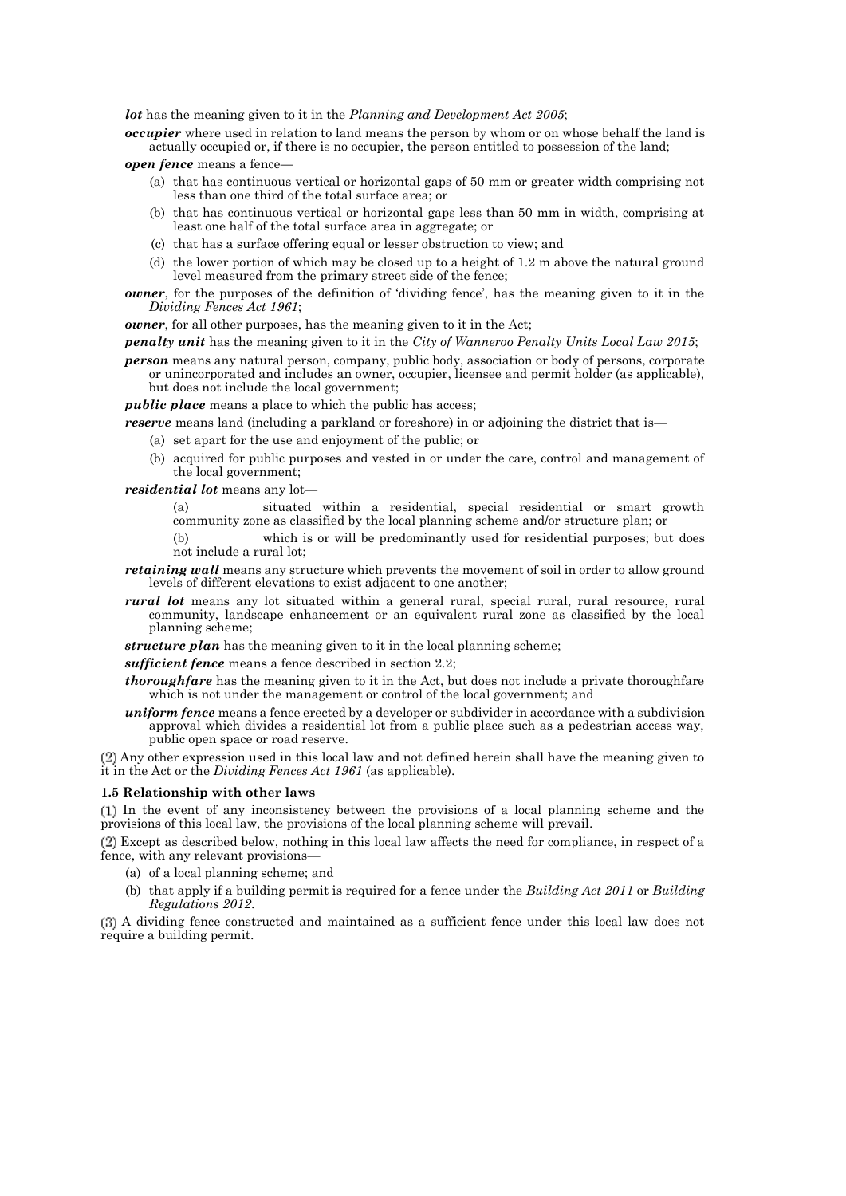***lot*** has the meaning given to it in the *Planning and Development Act 2005*;

***occupier*** where used in relation to land means the person by whom or on whose behalf the land is actually occupied or, if there is no occupier, the person entitled to possession of the land;

***open fence*** means a fence—

(a) that has continuous vertical or horizontal gaps of 50 mm or greater width comprising not less than one third of the total surface area; or

(b) that has continuous vertical or horizontal gaps less than 50 mm in width, comprising at least one half of the total surface area in aggregate; or

(c) that has a surface offering equal or lesser obstruction to view; and

(d) the lower portion of which may be closed up to a height of 1.2 m above the natural ground level measured from the primary street side of the fence;

***owner***, for the purposes of the definition of 'dividing fence', has the meaning given to it in the *Dividing Fences Act 1961*;

***owner***, for all other purposes, has the meaning given to it in the Act;

***penalty unit*** has the meaning given to it in the *City of Wanneroo Penalty Units Local Law 2015*;

***person*** means any natural person, company, public body, association or body of persons, corporate or unincorporated and includes an owner, occupier, licensee and permit holder (as applicable), but does not include the local government;

***public place*** means a place to which the public has access;

***reserve*** means land (including a parkland or foreshore) in or adjoining the district that is—

(a) set apart for the use and enjoyment of the public; or

(b) acquired for public purposes and vested in or under the care, control and management of the local government;

***residential lot*** means any lot—

(a) situated within a residential, special residential or smart growth community zone as classified by the local planning scheme and/or structure plan; or

(b) which is or will be predominantly used for residential purposes; but does not include a rural lot;

***retaining wall*** means any structure which prevents the movement of soil in order to allow ground levels of different elevations to exist adjacent to one another;

***rural lot*** means any lot situated within a general rural, special rural, rural resource, rural community, landscape enhancement or an equivalent rural zone as classified by the local planning scheme;

***structure plan*** has the meaning given to it in the local planning scheme;

***sufficient fence*** means a fence described in section 2.2;

***thoroughfare*** has the meaning given to it in the Act, but does not include a private thoroughfare which is not under the management or control of the local government; and

***uniform fence*** means a fence erected by a developer or subdivider in accordance with a subdivision approval which divides a residential lot from a public place such as a pedestrian access way, public open space or road reserve.

(2) Any other expression used in this local law and not defined herein shall have the meaning given to it in the Act or the *Dividing Fences Act 1961* (as applicable).

**1.5 Relationship with other laws**

(1) In the event of any inconsistency between the provisions of a local planning scheme and the provisions of this local law, the provisions of the local planning scheme will prevail.

(2) Except as described below, nothing in this local law affects the need for compliance, in respect of a fence, with any relevant provisions—

(a) of a local planning scheme; and

(b) that apply if a building permit is required for a fence under the *Building Act 2011* or *Building Regulations 2012*.

(3) A dividing fence constructed and maintained as a sufficient fence under this local law does not require a building permit.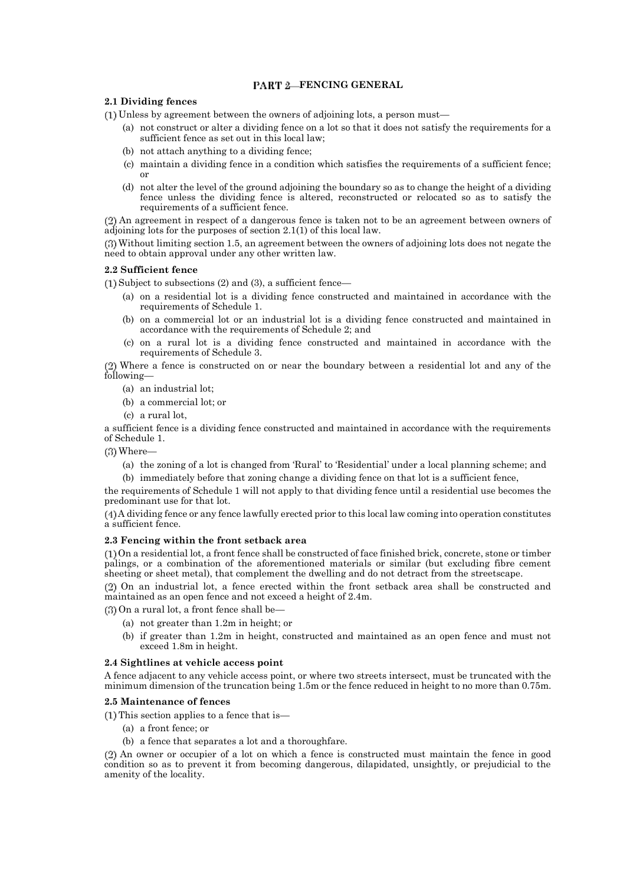## PART 2—FENCING GENERAL

### 2.1 Dividing fences

(1) Unless by agreement between the owners of adjoining lots, a person must—

- (a) not construct or alter a dividing fence on a lot so that it does not satisfy the requirements for a sufficient fence as set out in this local law;
- (b) not attach anything to a dividing fence;
- (c) maintain a dividing fence in a condition which satisfies the requirements of a sufficient fence; or
- (d) not alter the level of the ground adjoining the boundary so as to change the height of a dividing fence unless the dividing fence is altered, reconstructed or relocated so as to satisfy the requirements of a sufficient fence.

(2) An agreement in respect of a dangerous fence is taken not to be an agreement between owners of adjoining lots for the purposes of section 2.1(1) of this local law.

(3) Without limiting section 1.5, an agreement between the owners of adjoining lots does not negate the need to obtain approval under any other written law.

### 2.2 Sufficient fence

(1) Subject to subsections (2) and (3), a sufficient fence—

- (a) on a residential lot is a dividing fence constructed and maintained in accordance with the requirements of Schedule 1.
- (b) on a commercial lot or an industrial lot is a dividing fence constructed and maintained in accordance with the requirements of Schedule 2; and
- (c) on a rural lot is a dividing fence constructed and maintained in accordance with the requirements of Schedule 3.

(2) Where a fence is constructed on or near the boundary between a residential lot and any of the following—

- (a) an industrial lot;
- (b) a commercial lot; or
- (c) a rural lot,

a sufficient fence is a dividing fence constructed and maintained in accordance with the requirements of Schedule 1.

(3) Where—

- (a) the zoning of a lot is changed from 'Rural' to 'Residential' under a local planning scheme; and
- (b) immediately before that zoning change a dividing fence on that lot is a sufficient fence,

the requirements of Schedule 1 will not apply to that dividing fence until a residential use becomes the predominant use for that lot.

(4) A dividing fence or any fence lawfully erected prior to this local law coming into operation constitutes a sufficient fence.

### 2.3 Fencing within the front setback area

(1) On a residential lot, a front fence shall be constructed of face finished brick, concrete, stone or timber palings, or a combination of the aforementioned materials or similar (but excluding fibre cement sheeting or sheet metal), that complement the dwelling and do not detract from the streetscape.

(2) On an industrial lot, a fence erected within the front setback area shall be constructed and maintained as an open fence and not exceed a height of 2.4m.

(3) On a rural lot, a front fence shall be—

- (a) not greater than 1.2m in height; or
- (b) if greater than 1.2m in height, constructed and maintained as an open fence and must not exceed 1.8m in height.

### 2.4 Sightlines at vehicle access point

A fence adjacent to any vehicle access point, or where two streets intersect, must be truncated with the minimum dimension of the truncation being 1.5m or the fence reduced in height to no more than 0.75m.

### 2.5 Maintenance of fences

(1) This section applies to a fence that is—

- (a) a front fence; or
- (b) a fence that separates a lot and a thoroughfare.

(2) An owner or occupier of a lot on which a fence is constructed must maintain the fence in good condition so as to prevent it from becoming dangerous, dilapidated, unsightly, or prejudicial to the amenity of the locality.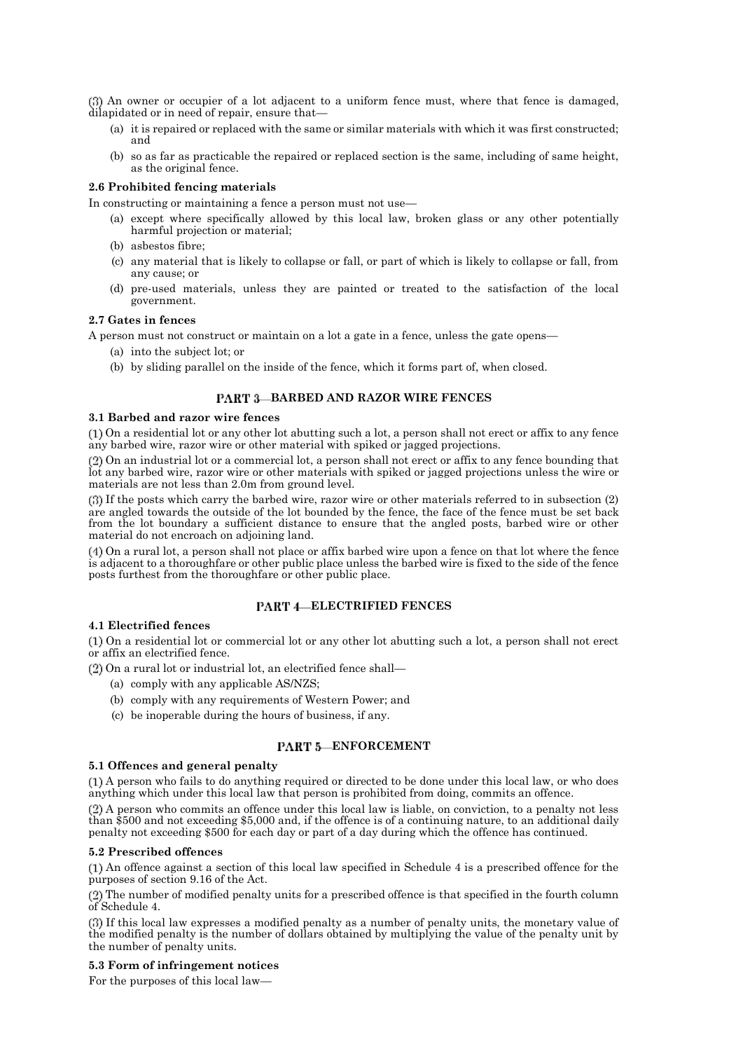(3) An owner or occupier of a lot adjacent to a uniform fence must, where that fence is damaged, dilapidated or in need of repair, ensure that—

(a) it is repaired or replaced with the same or similar materials with which it was first constructed; and

(b) so as far as practicable the repaired or replaced section is the same, including of same height, as the original fence.

**2.6 Prohibited fencing materials**

In constructing or maintaining a fence a person must not use—

(a) except where specifically allowed by this local law, broken glass or any other potentially harmful projection or material;

(b) asbestos fibre;

(c) any material that is likely to collapse or fall, or part of which is likely to collapse or fall, from any cause; or

(d) pre-used materials, unless they are painted or treated to the satisfaction of the local government.

**2.7 Gates in fences**

A person must not construct or maintain on a lot a gate in a fence, unless the gate opens—

(a) into the subject lot; or

(b) by sliding parallel on the inside of the fence, which it forms part of, when closed.

## PART 3—BARBED AND RAZOR WIRE FENCES

**3.1 Barbed and razor wire fences**

(1) On a residential lot or any other lot abutting such a lot, a person shall not erect or affix to any fence any barbed wire, razor wire or other material with spiked or jagged projections.

(2) On an industrial lot or a commercial lot, a person shall not erect or affix to any fence bounding that lot any barbed wire, razor wire or other materials with spiked or jagged projections unless the wire or materials are not less than 2.0m from ground level.

(3) If the posts which carry the barbed wire, razor wire or other materials referred to in subsection (2) are angled towards the outside of the lot bounded by the fence, the face of the fence must be set back from the lot boundary a sufficient distance to ensure that the angled posts, barbed wire or other material do not encroach on adjoining land.

(4) On a rural lot, a person shall not place or affix barbed wire upon a fence on that lot where the fence is adjacent to a thoroughfare or other public place unless the barbed wire is fixed to the side of the fence posts furthest from the thoroughfare or other public place.

## PART 4—ELECTRIFIED FENCES

**4.1 Electrified fences**

(1) On a residential lot or commercial lot or any other lot abutting such a lot, a person shall not erect or affix an electrified fence.

(2) On a rural lot or industrial lot, an electrified fence shall—

(a) comply with any applicable AS/NZS;

(b) comply with any requirements of Western Power; and

(c) be inoperable during the hours of business, if any.

## PART 5—ENFORCEMENT

**5.1 Offences and general penalty**

(1) A person who fails to do anything required or directed to be done under this local law, or who does anything which under this local law that person is prohibited from doing, commits an offence.

(2) A person who commits an offence under this local law is liable, on conviction, to a penalty not less than $500 and not exceeding $5,000 and, if the offence is of a continuing nature, to an additional daily penalty not exceeding $500 for each day or part of a day during which the offence has continued.

**5.2 Prescribed offences**

(1) An offence against a section of this local law specified in Schedule 4 is a prescribed offence for the purposes of section 9.16 of the Act.

(2) The number of modified penalty units for a prescribed offence is that specified in the fourth column of Schedule 4.

(3) If this local law expresses a modified penalty as a number of penalty units, the monetary value of the modified penalty is the number of dollars obtained by multiplying the value of the penalty unit by the number of penalty units.

**5.3 Form of infringement notices**

For the purposes of this local law—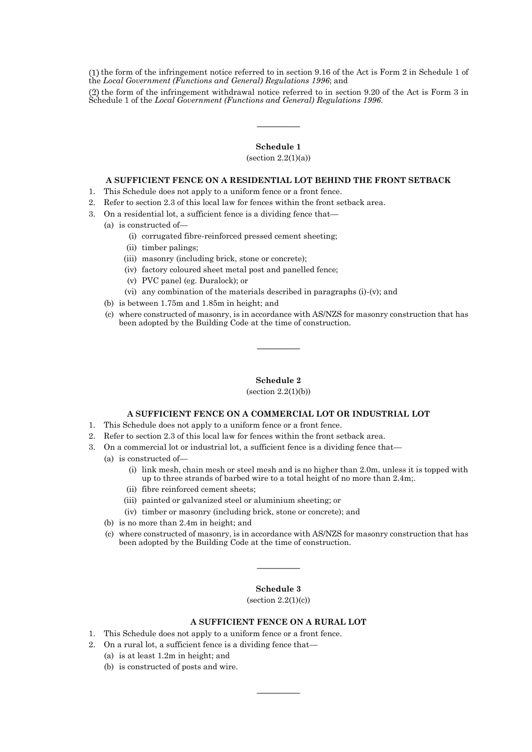(1) the form of the infringement notice referred to in section 9.16 of the Act is Form 2 in Schedule 1 of the *Local Government (Functions and General) Regulations 1996*; and

(2) the form of the infringement withdrawal notice referred to in section 9.20 of the Act is Form 3 in Schedule 1 of the *Local Government (Functions and General) Regulations 1996*.

---

## Schedule 1

(section 2.2(1)(a))

### A SUFFICIENT FENCE ON A RESIDENTIAL LOT BEHIND THE FRONT SETBACK

1. This Schedule does not apply to a uniform fence or a front fence.
2. Refer to section 2.3 of this local law for fences within the front setback area.
3. On a residential lot, a sufficient fence is a dividing fence that—
   - (a) is constructed of—
     - (i) corrugated fibre-reinforced pressed cement sheeting;
     - (ii) timber palings;
     - (iii) masonry (including brick, stone or concrete);
     - (iv) factory coloured sheet metal post and panelled fence;
     - (v) PVC panel (eg. Duralock); or
     - (vi) any combination of the materials described in paragraphs (i)-(v); and
   - (b) is between 1.75m and 1.85m in height; and
   - (c) where constructed of masonry, is in accordance with AS/NZS for masonry construction that has been adopted by the Building Code at the time of construction.

---

## Schedule 2

(section 2.2(1)(b))

### A SUFFICIENT FENCE ON A COMMERCIAL LOT OR INDUSTRIAL LOT

1. This Schedule does not apply to a uniform fence or a front fence.
2. Refer to section 2.3 of this local law for fences within the front setback area.
3. On a commercial lot or industrial lot, a sufficient fence is a dividing fence that—
   - (a) is constructed of—
     - (i) link mesh, chain mesh or steel mesh and is no higher than 2.0m, unless it is topped with up to three strands of barbed wire to a total height of no more than 2.4m;.
     - (ii) fibre reinforced cement sheets;
     - (iii) painted or galvanized steel or aluminium sheeting; or
     - (iv) timber or masonry (including brick, stone or concrete); and
   - (b) is no more than 2.4m in height; and
   - (c) where constructed of masonry, is in accordance with AS/NZS for masonry construction that has been adopted by the Building Code at the time of construction.

---

## Schedule 3

(section 2.2(1)(c))

### A SUFFICIENT FENCE ON A RURAL LOT

1. This Schedule does not apply to a uniform fence or a front fence.
2. On a rural lot, a sufficient fence is a dividing fence that—
   - (a) is at least 1.2m in height; and
   - (b) is constructed of posts and wire.

---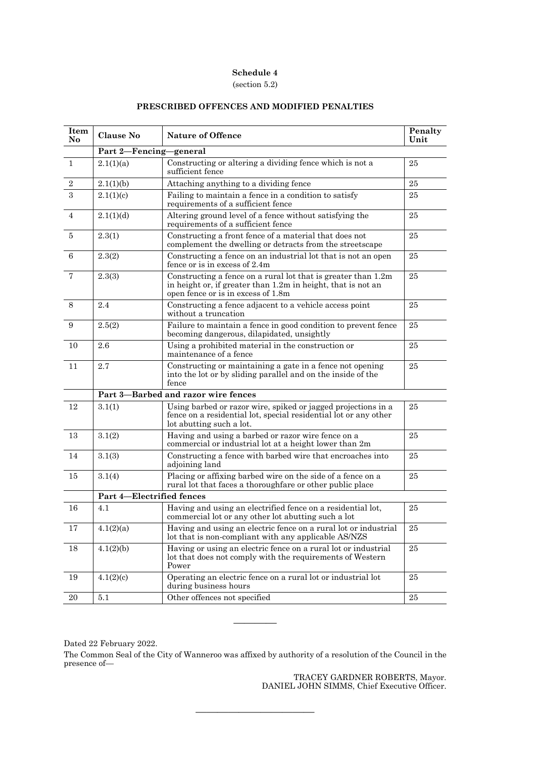**Schedule 4**

(section 5.2)

**PRESCRIBED OFFENCES AND MODIFIED PENALTIES**

| Item No | Clause No | Nature of Offence | Penalty Unit |
|---|---|---|---|
| | **Part 2—Fencing—general** | | |
| 1 | 2.1(1)(a) | Constructing or altering a dividing fence which is not a sufficient fence | 25 |
| 2 | 2.1(1)(b) | Attaching anything to a dividing fence | 25 |
| 3 | 2.1(1)(c) | Failing to maintain a fence in a condition to satisfy requirements of a sufficient fence | 25 |
| 4 | 2.1(1)(d) | Altering ground level of a fence without satisfying the requirements of a sufficient fence | 25 |
| 5 | 2.3(1) | Constructing a front fence of a material that does not complement the dwelling or detracts from the streetscape | 25 |
| 6 | 2.3(2) | Constructing a fence on an industrial lot that is not an open fence or is in excess of 2.4m | 25 |
| 7 | 2.3(3) | Constructing a fence on a rural lot that is greater than 1.2m in height or, if greater than 1.2m in height, that is not an open fence or is in excess of 1.8m | 25 |
| 8 | 2.4 | Constructing a fence adjacent to a vehicle access point without a truncation | 25 |
| 9 | 2.5(2) | Failure to maintain a fence in good condition to prevent fence becoming dangerous, dilapidated, unsightly | 25 |
| 10 | 2.6 | Using a prohibited material in the construction or maintenance of a fence | 25 |
| 11 | 2.7 | Constructing or maintaining a gate in a fence not opening into the lot or by sliding parallel and on the inside of the fence | 25 |
| | **Part 3—Barbed and razor wire fences** | | |
| 12 | 3.1(1) | Using barbed or razor wire, spiked or jagged projections in a fence on a residential lot, special residential lot or any other lot abutting such a lot. | 25 |
| 13 | 3.1(2) | Having and using a barbed or razor wire fence on a commercial or industrial lot at a height lower than 2m | 25 |
| 14 | 3.1(3) | Constructing a fence with barbed wire that encroaches into adjoining land | 25 |
| 15 | 3.1(4) | Placing or affixing barbed wire on the side of a fence on a rural lot that faces a thoroughfare or other public place | 25 |
| | **Part 4—Electrified fences** | | |
| 16 | 4.1 | Having and using an electrified fence on a residential lot, commercial lot or any other lot abutting such a lot | 25 |
| 17 | 4.1(2)(a) | Having and using an electric fence on a rural lot or industrial lot that is non-compliant with any applicable AS/NZS | 25 |
| 18 | 4.1(2)(b) | Having or using an electric fence on a rural lot or industrial lot that does not comply with the requirements of Western Power | 25 |
| 19 | 4.1(2)(c) | Operating an electric fence on a rural lot or industrial lot during business hours | 25 |
| 20 | 5.1 | Other offences not specified | 25 |

———————

Dated 22 February 2022.

The Common Seal of the City of Wanneroo was affixed by authority of a resolution of the Council in the presence of—

TRACEY GARDNER ROBERTS, Mayor.
DANIEL JOHN SIMMS, Chief Executive Officer.

———————————